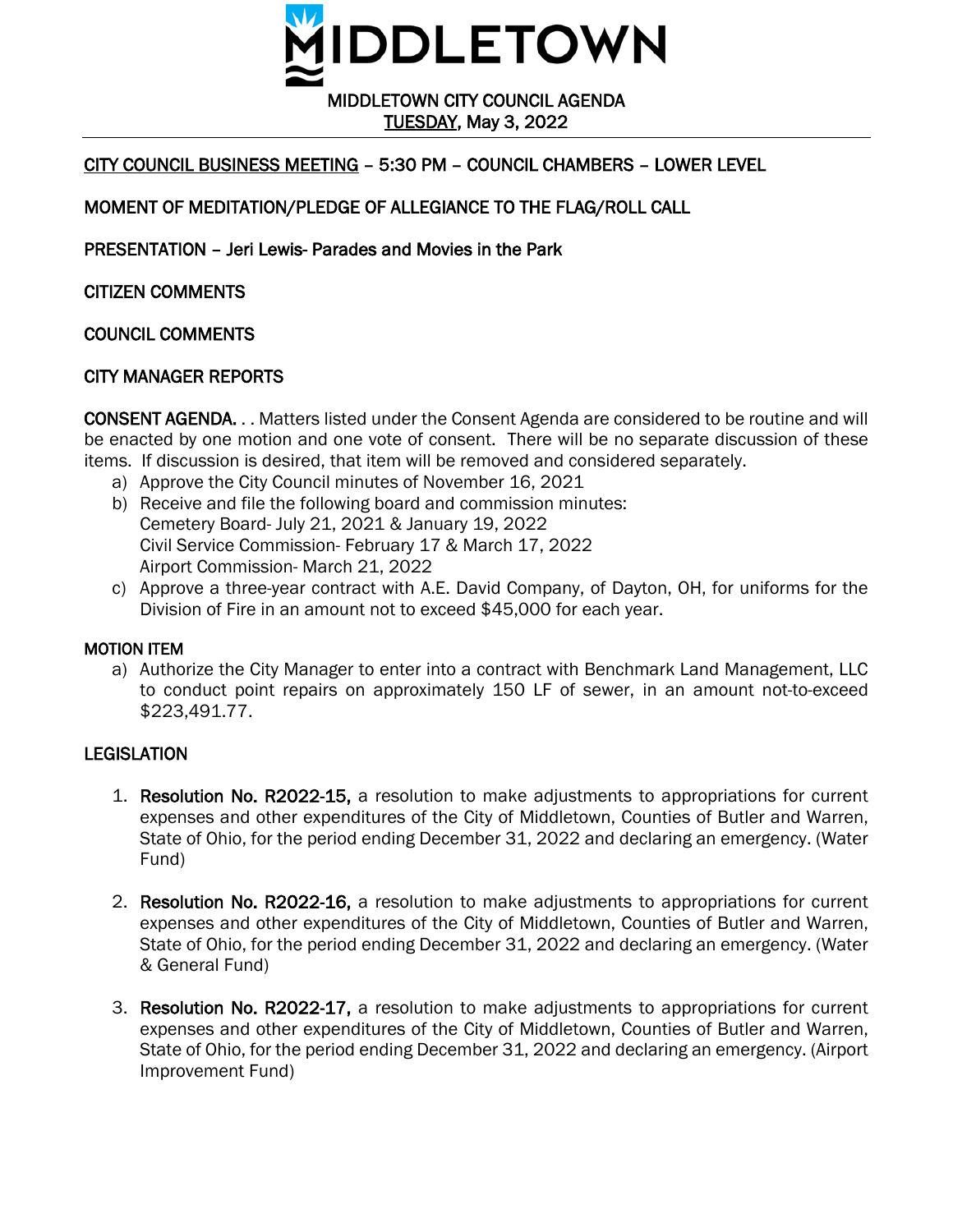# MIDDLETOWN

## MIDDLETOWN CITY COUNCIL AGENDA

**TUESDAY, May 3, 2022**

---

**CITY COUNCIL BUSINESS MEETING – 5:30 PM – COUNCIL CHAMBERS – LOWER LEVEL**

**MOMENT OF MEDITATION/PLEDGE OF ALLEGIANCE TO THE FLAG/ROLL CALL**

**PRESENTATION – Jeri Lewis- Parades and Movies in the Park**

**CITIZEN COMMENTS**

**COUNCIL COMMENTS**

**CITY MANAGER REPORTS**

**CONSENT AGENDA. . .** Matters listed under the Consent Agenda are considered to be routine and will be enacted by one motion and one vote of consent. There will be no separate discussion of these items. If discussion is desired, that item will be removed and considered separately.

a) Approve the City Council minutes of November 16, 2021
b) Receive and file the following board and commission minutes:
   Cemetery Board- July 21, 2021 & January 19, 2022
   Civil Service Commission- February 17 & March 17, 2022
   Airport Commission- March 21, 2022
c) Approve a three-year contract with A.E. David Company, of Dayton, OH, for uniforms for the Division of Fire in an amount not to exceed $45,000 for each year.

**MOTION ITEM**

a) Authorize the City Manager to enter into a contract with Benchmark Land Management, LLC to conduct point repairs on approximately 150 LF of sewer, in an amount not-to-exceed $223,491.77.

**LEGISLATION**

1. **Resolution No. R2022-15,** a resolution to make adjustments to appropriations for current expenses and other expenditures of the City of Middletown, Counties of Butler and Warren, State of Ohio, for the period ending December 31, 2022 and declaring an emergency. (Water Fund)

2. **Resolution No. R2022-16,** a resolution to make adjustments to appropriations for current expenses and other expenditures of the City of Middletown, Counties of Butler and Warren, State of Ohio, for the period ending December 31, 2022 and declaring an emergency. (Water & General Fund)

3. **Resolution No. R2022-17,** a resolution to make adjustments to appropriations for current expenses and other expenditures of the City of Middletown, Counties of Butler and Warren, State of Ohio, for the period ending December 31, 2022 and declaring an emergency. (Airport Improvement Fund)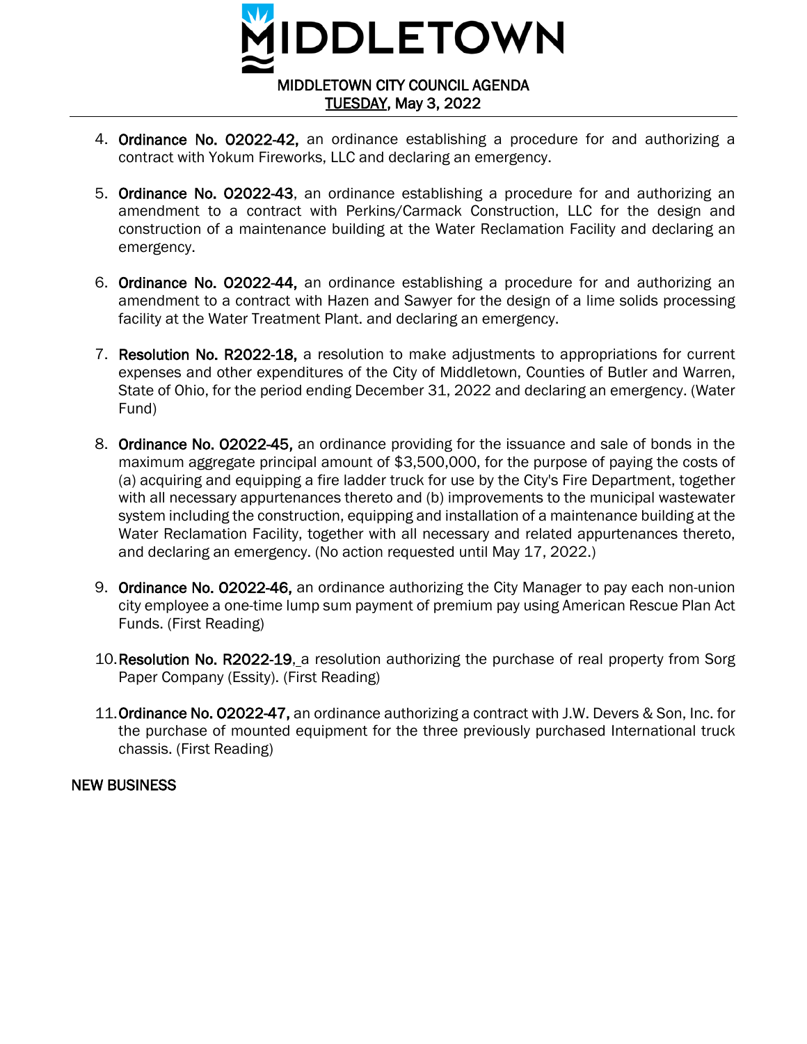4. **Ordinance No. O2022-42,** an ordinance establishing a procedure for and authorizing a contract with Yokum Fireworks, LLC and declaring an emergency.

5. **Ordinance No. O2022-43**, an ordinance establishing a procedure for and authorizing an amendment to a contract with Perkins/Carmack Construction, LLC for the design and construction of a maintenance building at the Water Reclamation Facility and declaring an emergency.

6. **Ordinance No. O2022-44,** an ordinance establishing a procedure for and authorizing an amendment to a contract with Hazen and Sawyer for the design of a lime solids processing facility at the Water Treatment Plant. and declaring an emergency.

7. **Resolution No. R2022-18,** a resolution to make adjustments to appropriations for current expenses and other expenditures of the City of Middletown, Counties of Butler and Warren, State of Ohio, for the period ending December 31, 2022 and declaring an emergency. (Water Fund)

8. **Ordinance No. O2022-45,** an ordinance providing for the issuance and sale of bonds in the maximum aggregate principal amount of $3,500,000, for the purpose of paying the costs of (a) acquiring and equipping a fire ladder truck for use by the City's Fire Department, together with all necessary appurtenances thereto and (b) improvements to the municipal wastewater system including the construction, equipping and installation of a maintenance building at the Water Reclamation Facility, together with all necessary and related appurtenances thereto, and declaring an emergency. (No action requested until May 17, 2022.)

9. **Ordinance No. O2022-46,** an ordinance authorizing the City Manager to pay each non-union city employee a one-time lump sum payment of premium pay using American Rescue Plan Act Funds. (First Reading)

10. **Resolution No. R2022-19,** a resolution authorizing the purchase of real property from Sorg Paper Company (Essity). (First Reading)

11. **Ordinance No. O2022-47,** an ordinance authorizing a contract with J.W. Devers & Son, Inc. for the purchase of mounted equipment for the three previously purchased International truck chassis. (First Reading)

## NEW BUSINESS